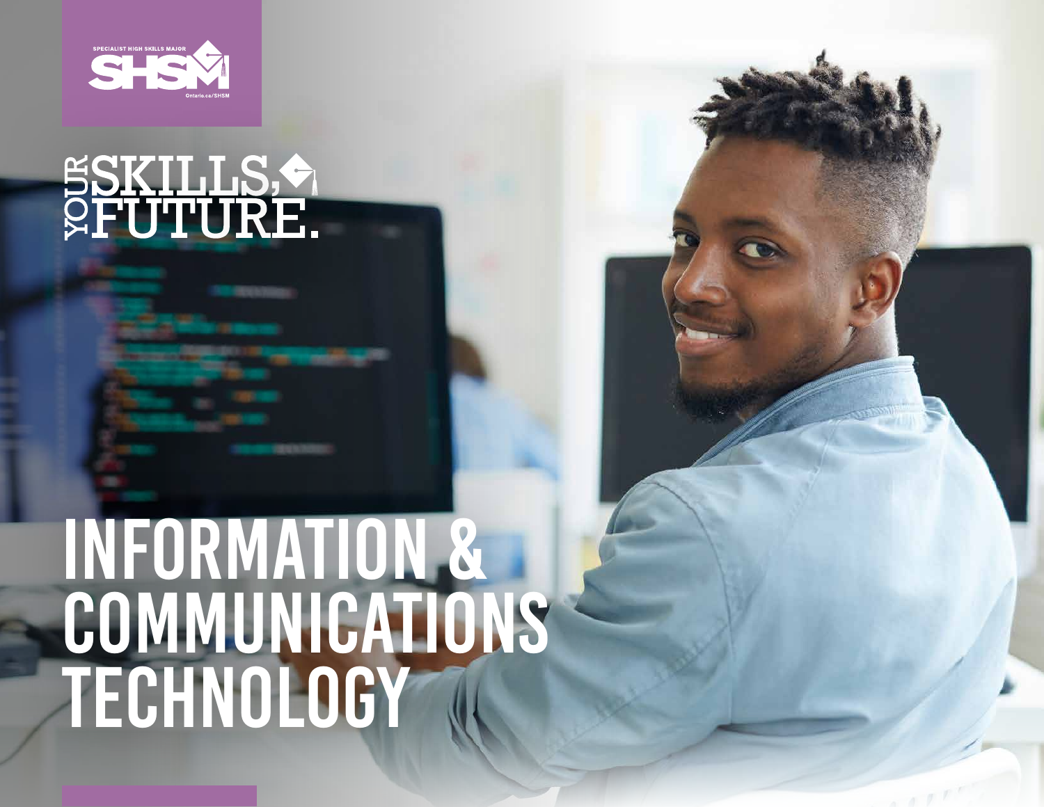SPECIALIST HIGH SKILLS MAJOR

SHSM

Ontario.ca/SHSM

YOUR SKILLS, FUTURE.

# INFORMATION & COMMUNICATIONS TECHNOLOGY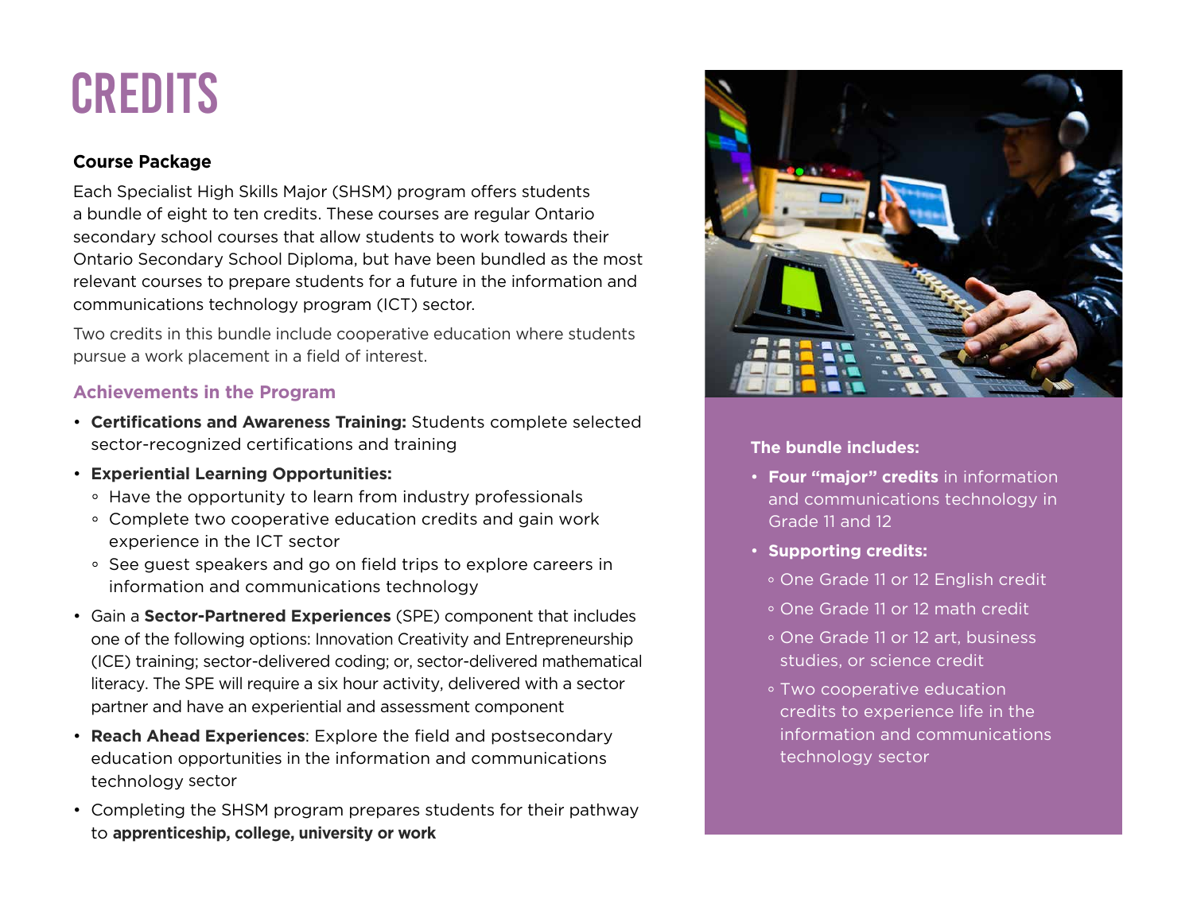# CREDITS

### Course Package

Each Specialist High Skills Major (SHSM) program offers students a bundle of eight to ten credits. These courses are regular Ontario secondary school courses that allow students to work towards their Ontario Secondary School Diploma, but have been bundled as the most relevant courses to prepare students for a future in the information and communications technology program (ICT) sector.

Two credits in this bundle include cooperative education where students pursue a work placement in a field of interest.

### Achievements in the Program

- **Certifications and Awareness Training:** Students complete selected sector-recognized certifications and training
- **Experiential Learning Opportunities:**
  - Have the opportunity to learn from industry professionals
  - Complete two cooperative education credits and gain work experience in the ICT sector
  - See guest speakers and go on field trips to explore careers in information and communications technology
- Gain a **Sector-Partnered Experiences** (SPE) component that includes one of the following options: Innovation Creativity and Entrepreneurship (ICE) training; sector-delivered coding; or, sector-delivered mathematical literacy. The SPE will require a six hour activity, delivered with a sector partner and have an experiential and assessment component
- **Reach Ahead Experiences**: Explore the field and postsecondary education opportunities in the information and communications technology sector
- Completing the SHSM program prepares students for their pathway to **apprenticeship, college, university or work**

**The bundle includes:**

- **Four "major" credits** in information and communications technology in Grade 11 and 12
- **Supporting credits:**
  - One Grade 11 or 12 English credit
  - One Grade 11 or 12 math credit
  - One Grade 11 or 12 art, business studies, or science credit
  - Two cooperative education credits to experience life in the information and communications technology sector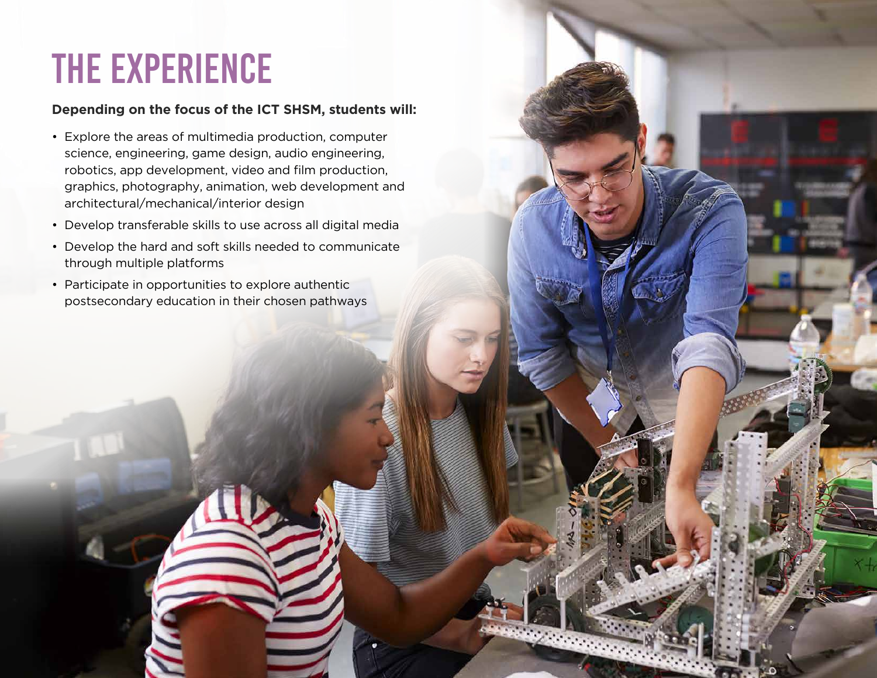# THE EXPERIENCE

**Depending on the focus of the ICT SHSM, students will:**

- Explore the areas of multimedia production, computer science, engineering, game design, audio engineering, robotics, app development, video and film production, graphics, photography, animation, web development and architectural/mechanical/interior design
- Develop transferable skills to use across all digital media
- Develop the hard and soft skills needed to communicate through multiple platforms
- Participate in opportunities to explore authentic postsecondary education in their chosen pathways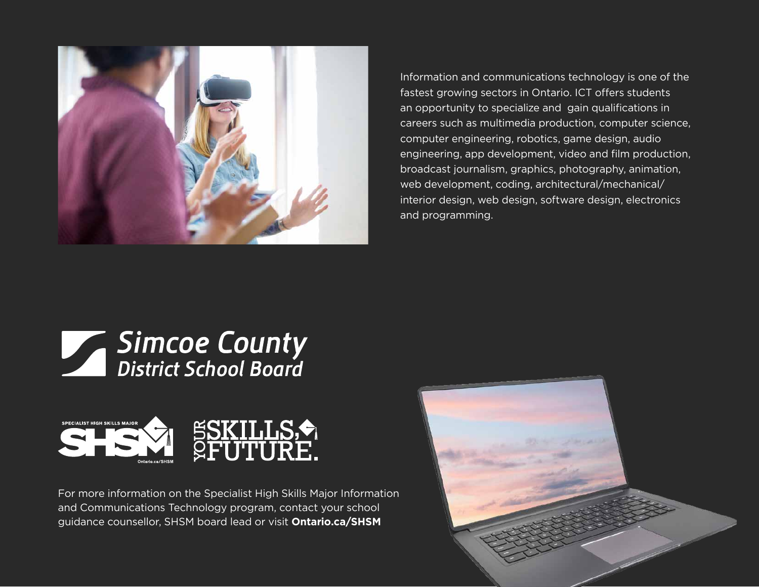Information and communications technology is one of the fastest growing sectors in Ontario. ICT offers students an opportunity to specialize and gain qualifications in careers such as multimedia production, computer science, computer engineering, robotics, game design, audio engineering, app development, video and film production, broadcast journalism, graphics, photography, animation, web development, coding, architectural/mechanical/interior design, web design, software design, electronics and programming.

Simcoe County District School Board

SPECIALIST HIGH SKILLS MAJOR SHSM Ontario.ca/SHSM

YOUR SKILLS, YOUR FUTURE.

For more information on the Specialist High Skills Major Information and Communications Technology program, contact your school guidance counsellor, SHSM board lead or visit **Ontario.ca/SHSM**